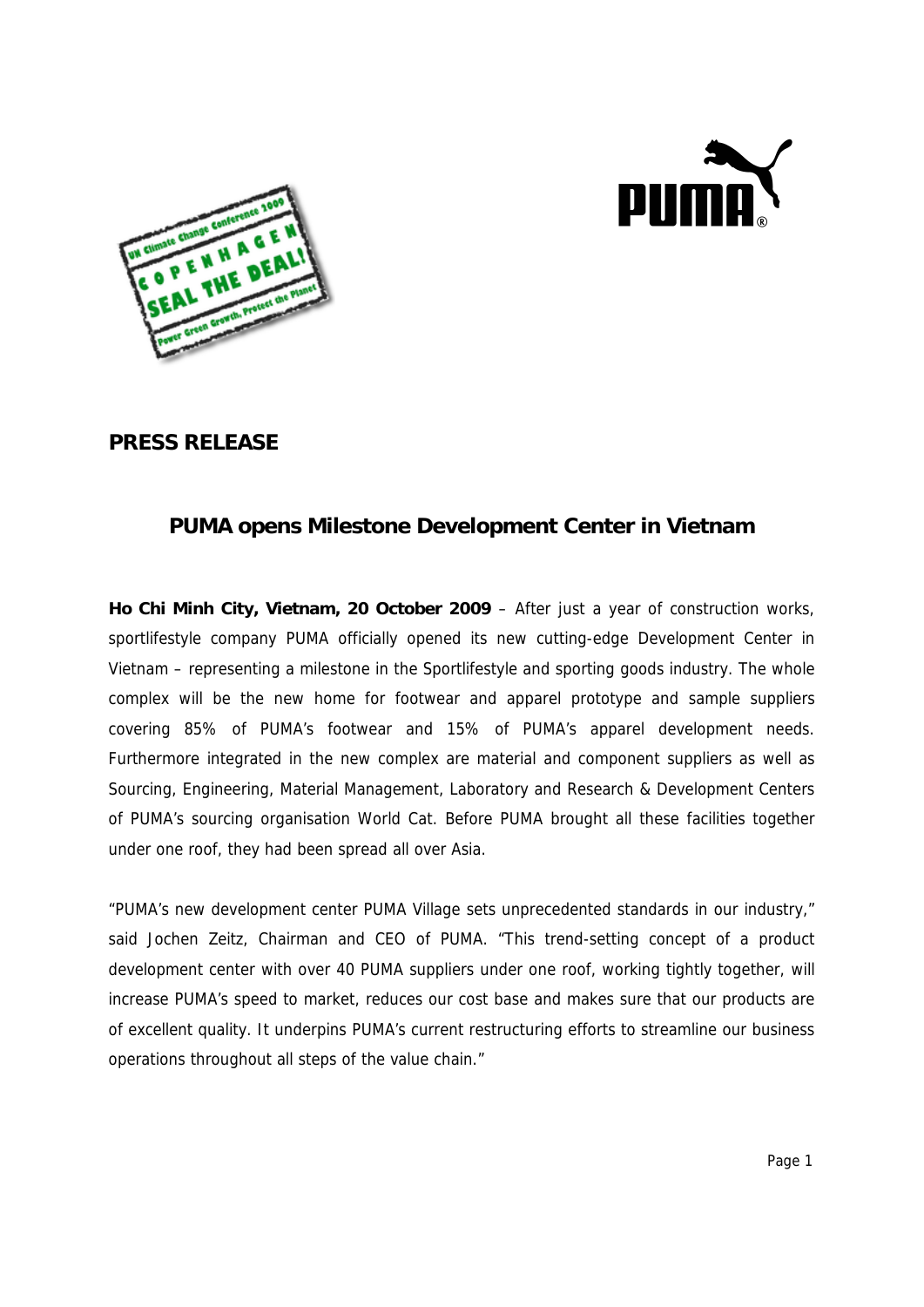## PRESS RELEASE

## PUMA opens Milestone Development Center in Vietnam

**Ho Chi Minh City, Vietnam, 20 October 2009** – After just a year of construction works, sportlifestyle company PUMA officially opened its new cutting-edge Development Center in Vietnam – representing a milestone in the Sportlifestyle and sporting goods industry. The whole complex will be the new home for footwear and apparel prototype and sample suppliers covering 85% of PUMA's footwear and 15% of PUMA's apparel development needs. Furthermore integrated in the new complex are material and component suppliers as well as Sourcing, Engineering, Material Management, Laboratory and Research & Development Centers of PUMA's sourcing organisation World Cat. Before PUMA brought all these facilities together under one roof, they had been spread all over Asia.

"PUMA's new development center PUMA Village sets unprecedented standards in our industry," said Jochen Zeitz, Chairman and CEO of PUMA. "This trend-setting concept of a product development center with over 40 PUMA suppliers under one roof, working tightly together, will increase PUMA's speed to market, reduces our cost base and makes sure that our products are of excellent quality. It underpins PUMA's current restructuring efforts to streamline our business operations throughout all steps of the value chain."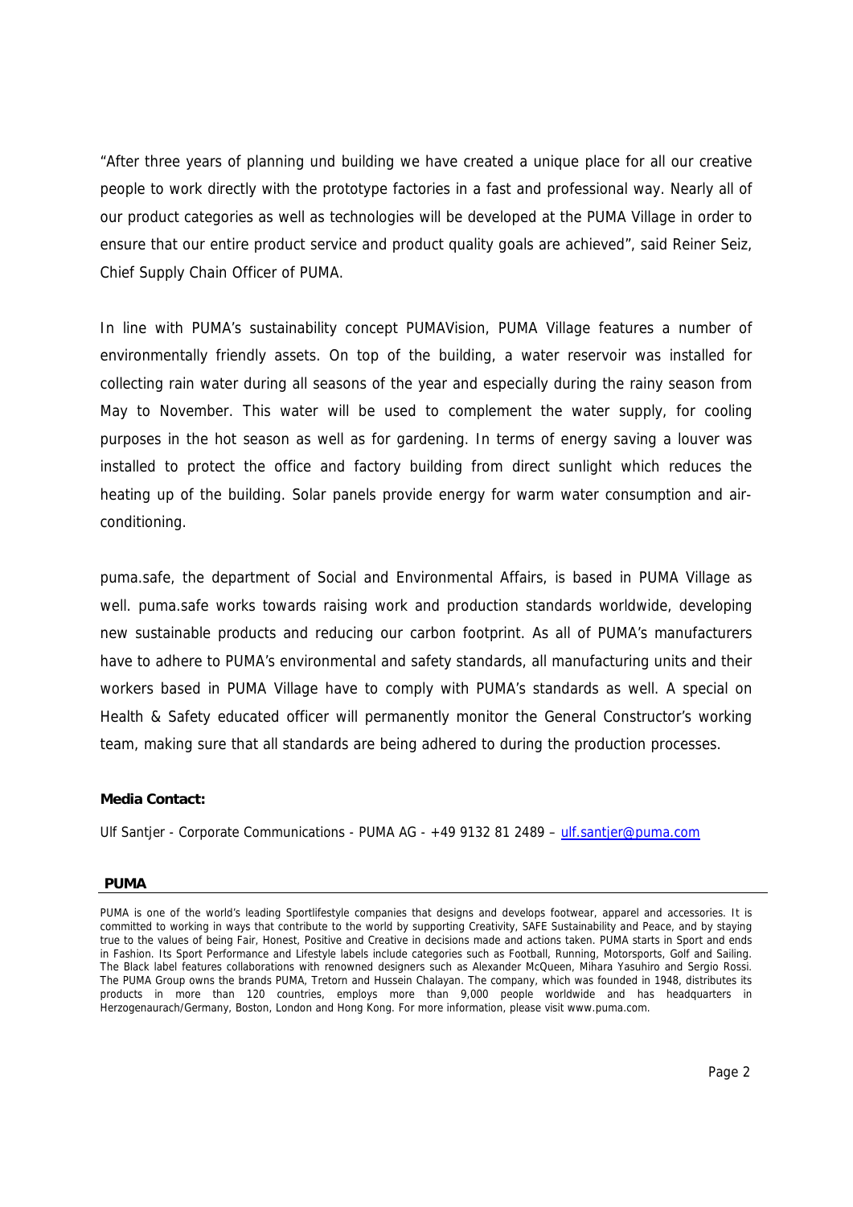"After three years of planning und building we have created a unique place for all our creative people to work directly with the prototype factories in a fast and professional way. Nearly all of our product categories as well as technologies will be developed at the PUMA Village in order to ensure that our entire product service and product quality goals are achieved", said Reiner Seiz, Chief Supply Chain Officer of PUMA.

In line with PUMA's sustainability concept PUMAVision, PUMA Village features a number of environmentally friendly assets. On top of the building, a water reservoir was installed for collecting rain water during all seasons of the year and especially during the rainy season from May to November. This water will be used to complement the water supply, for cooling purposes in the hot season as well as for gardening. In terms of energy saving a louver was installed to protect the office and factory building from direct sunlight which reduces the heating up of the building. Solar panels provide energy for warm water consumption and air-conditioning.

puma.safe, the department of Social and Environmental Affairs, is based in PUMA Village as well. puma.safe works towards raising work and production standards worldwide, developing new sustainable products and reducing our carbon footprint. As all of PUMA's manufacturers have to adhere to PUMA's environmental and safety standards, all manufacturing units and their workers based in PUMA Village have to comply with PUMA's standards as well. A special on Health & Safety educated officer will permanently monitor the General Constructor's working team, making sure that all standards are being adhered to during the production processes.

**Media Contact:**

Ulf Santjer - Corporate Communications - PUMA AG - +49 9132 81 2489 – ulf.santjer@puma.com

**PUMA**

PUMA is one of the world's leading Sportlifestyle companies that designs and develops footwear, apparel and accessories. It is committed to working in ways that contribute to the world by supporting Creativity, SAFE Sustainability and Peace, and by staying true to the values of being Fair, Honest, Positive and Creative in decisions made and actions taken. PUMA starts in Sport and ends in Fashion. Its Sport Performance and Lifestyle labels include categories such as Football, Running, Motorsports, Golf and Sailing. The Black label features collaborations with renowned designers such as Alexander McQueen, Mihara Yasuhiro and Sergio Rossi. The PUMA Group owns the brands PUMA, Tretorn and Hussein Chalayan. The company, which was founded in 1948, distributes its products in more than 120 countries, employs more than 9,000 people worldwide and has headquarters in Herzogenaurach/Germany, Boston, London and Hong Kong. For more information, please visit www.puma.com.